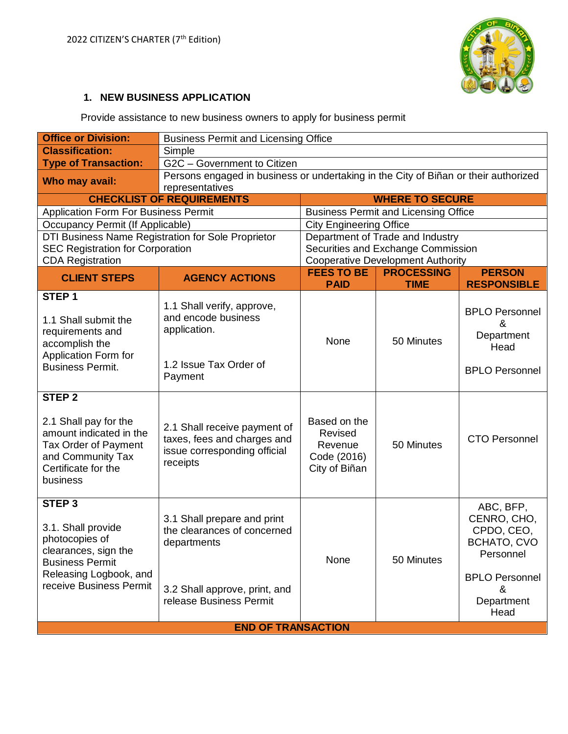## 1. NEW BUSINESS APPLICATION

Provide assistance to new business owners to apply for business permit

| **Office or Division:** | Business Permit and Licensing Office | | | |
|---|---|---|---|---|
| **Classification:** | Simple | | | |
| **Type of Transaction:** | G2C – Government to Citizen | | | |
| **Who may avail:** | Persons engaged in business or undertaking in the City of Biñan or their authorized representatives | | | |
| **CHECKLIST OF REQUIREMENTS** | | **WHERE TO SECURE** | | |
| Application Form For Business Permit | | Business Permit and Licensing Office | | |
| Occupancy Permit (If Applicable) | | City Engineering Office | | |
| DTI Business Name Registration for Sole Proprietor<br>SEC Registration for Corporation<br>CDA Registration | | Department of Trade and Industry<br>Securities and Exchange Commission<br>Cooperative Development Authority | | |
| **CLIENT STEPS** | **AGENCY ACTIONS** | **FEES TO BE PAID** | **PROCESSING TIME** | **PERSON RESPONSIBLE** |
| **STEP 1**<br><br>1.1 Shall submit the requirements and accomplish the Application Form for Business Permit. | 1.1 Shall verify, approve, and encode business application.<br><br>1.2 Issue Tax Order of Payment | None | 50 Minutes | BPLO Personnel & Department Head<br><br>BPLO Personnel |
| **STEP 2**<br><br>2.1 Shall pay for the amount indicated in the Tax Order of Payment and Community Tax Certificate for the business | 2.1 Shall receive payment of taxes, fees and charges and issue corresponding official receipts | Based on the Revised Revenue Code (2016) City of Biñan | 50 Minutes | CTO Personnel |
| **STEP 3**<br><br>3.1. Shall provide photocopies of clearances, sign the Business Permit Releasing Logbook, and receive Business Permit | 3.1 Shall prepare and print the clearances of concerned departments<br><br>3.2 Shall approve, print, and release Business Permit | None | 50 Minutes | ABC, BFP, CENRO, CHO, CPDO, CEO, BCHATO, CVO Personnel<br><br>BPLO Personnel & Department Head |
| **END OF TRANSACTION** | | | | |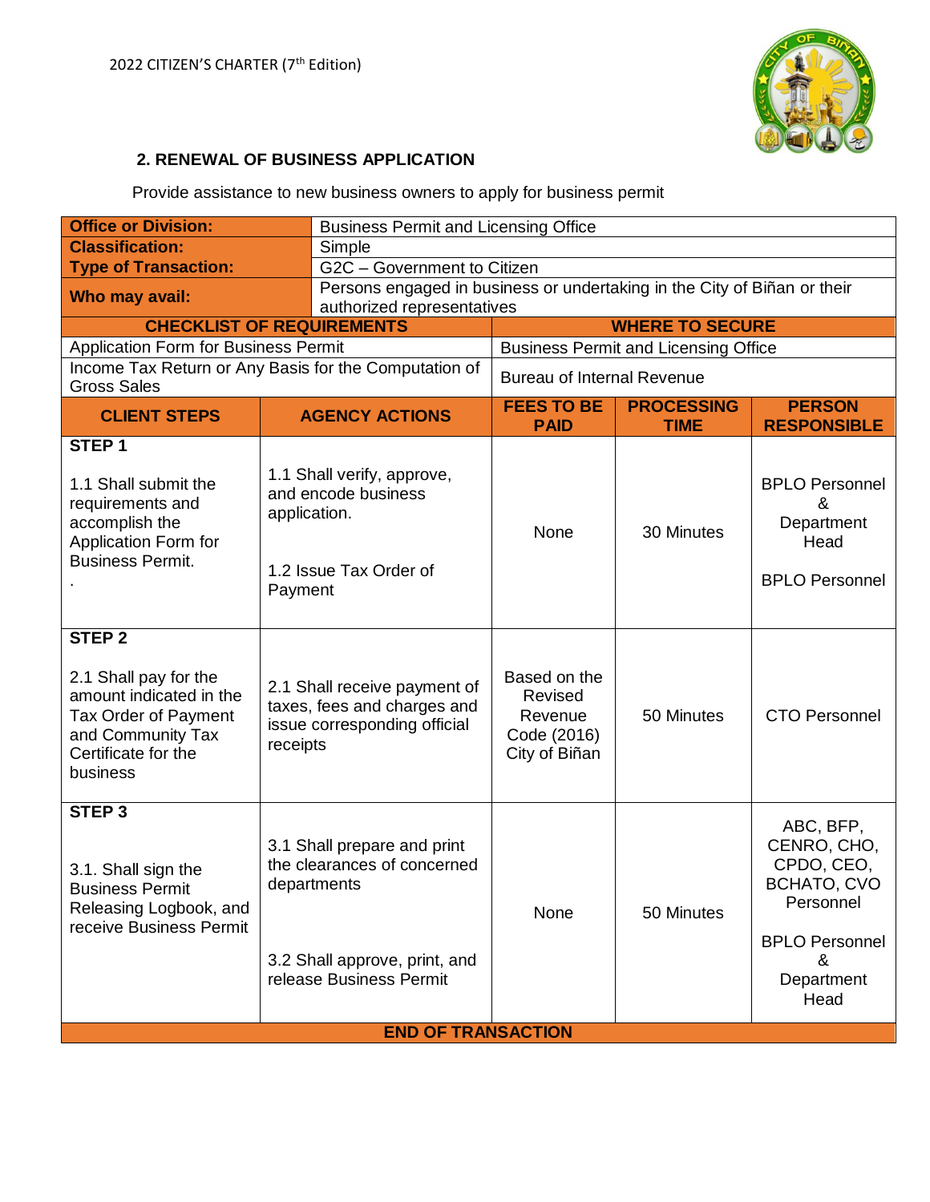## 2. RENEWAL OF BUSINESS APPLICATION

Provide assistance to new business owners to apply for business permit

| | |
|---|---|
| **Office or Division:** | Business Permit and Licensing Office |
| **Classification:** | Simple |
| **Type of Transaction:** | G2C – Government to Citizen |
| **Who may avail:** | Persons engaged in business or undertaking in the City of Biñan or their authorized representatives |

| CHECKLIST OF REQUIREMENTS | WHERE TO SECURE |
|---|---|
| Application Form for Business Permit | Business Permit and Licensing Office |
| Income Tax Return or Any Basis for the Computation of Gross Sales | Bureau of Internal Revenue |

| CLIENT STEPS | AGENCY ACTIONS | FEES TO BE PAID | PROCESSING TIME | PERSON RESPONSIBLE |
|---|---|---|---|---|
| **STEP 1**<br><br>1.1 Shall submit the requirements and accomplish the Application Form for Business Permit.<br>. | 1.1 Shall verify, approve, and encode business application.<br><br>1.2 Issue Tax Order of Payment | None | 30 Minutes | BPLO Personnel & Department Head<br><br>BPLO Personnel |
| **STEP 2**<br><br>2.1 Shall pay for the amount indicated in the Tax Order of Payment and Community Tax Certificate for the business | 2.1 Shall receive payment of taxes, fees and charges and issue corresponding official receipts | Based on the Revised Revenue Code (2016) City of Biñan | 50 Minutes | CTO Personnel |
| **STEP 3**<br><br>3.1. Shall sign the Business Permit Releasing Logbook, and receive Business Permit | 3.1 Shall prepare and print the clearances of concerned departments<br><br>3.2 Shall approve, print, and release Business Permit | None | 50 Minutes | ABC, BFP, CENRO, CHO, CPDO, CEO, BCHATO, CVO Personnel<br><br>BPLO Personnel & Department Head |
| **END OF TRANSACTION** | | | | |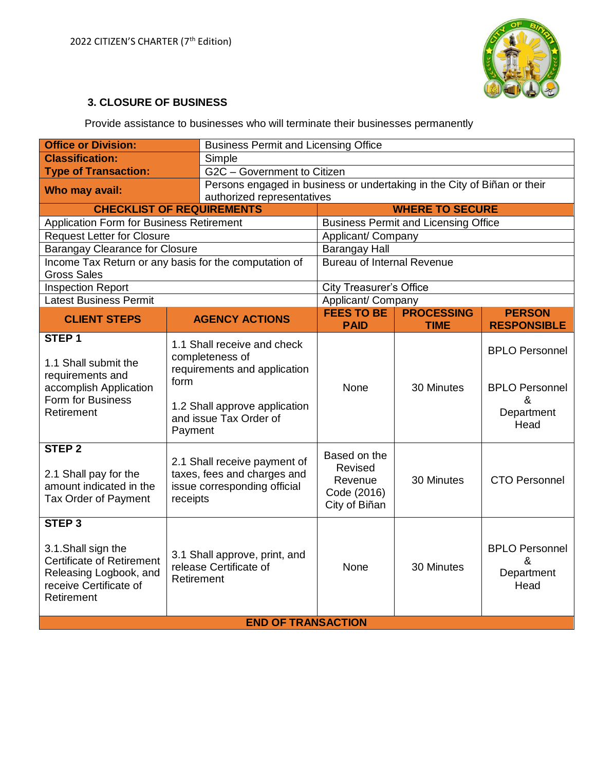### 3. CLOSURE OF BUSINESS

Provide assistance to businesses who will terminate their businesses permanently

| | |
|---|---|
| **Office or Division:** | Business Permit and Licensing Office |
| **Classification:** | Simple |
| **Type of Transaction:** | G2C – Government to Citizen |
| **Who may avail:** | Persons engaged in business or undertaking in the City of Biñan or their authorized representatives |

| CHECKLIST OF REQUIREMENTS | WHERE TO SECURE |
|---|---|
| Application Form for Business Retirement | Business Permit and Licensing Office |
| Request Letter for Closure | Applicant/ Company |
| Barangay Clearance for Closure | Barangay Hall |
| Income Tax Return or any basis for the computation of Gross Sales | Bureau of Internal Revenue |
| Inspection Report | City Treasurer's Office |
| Latest Business Permit | Applicant/ Company |

| CLIENT STEPS | AGENCY ACTIONS | FEES TO BE PAID | PROCESSING TIME | PERSON RESPONSIBLE |
|---|---|---|---|---|
| **STEP 1**<br>1.1 Shall submit the requirements and accomplish Application Form for Business Retirement | 1.1 Shall receive and check completeness of requirements and application form<br>1.2 Shall approve application and issue Tax Order of Payment | None | 30 Minutes | BPLO Personnel<br>BPLO Personnel & Department Head |
| **STEP 2**<br>2.1 Shall pay for the amount indicated in the Tax Order of Payment | 2.1 Shall receive payment of taxes, fees and charges and issue corresponding official receipts | Based on the Revised Revenue Code (2016) City of Biñan | 30 Minutes | CTO Personnel |
| **STEP 3**<br>3.1.Shall sign the Certificate of Retirement Releasing Logbook, and receive Certificate of Retirement | 3.1 Shall approve, print, and release Certificate of Retirement | None | 30 Minutes | BPLO Personnel & Department Head |
| **END OF TRANSACTION** | | | | |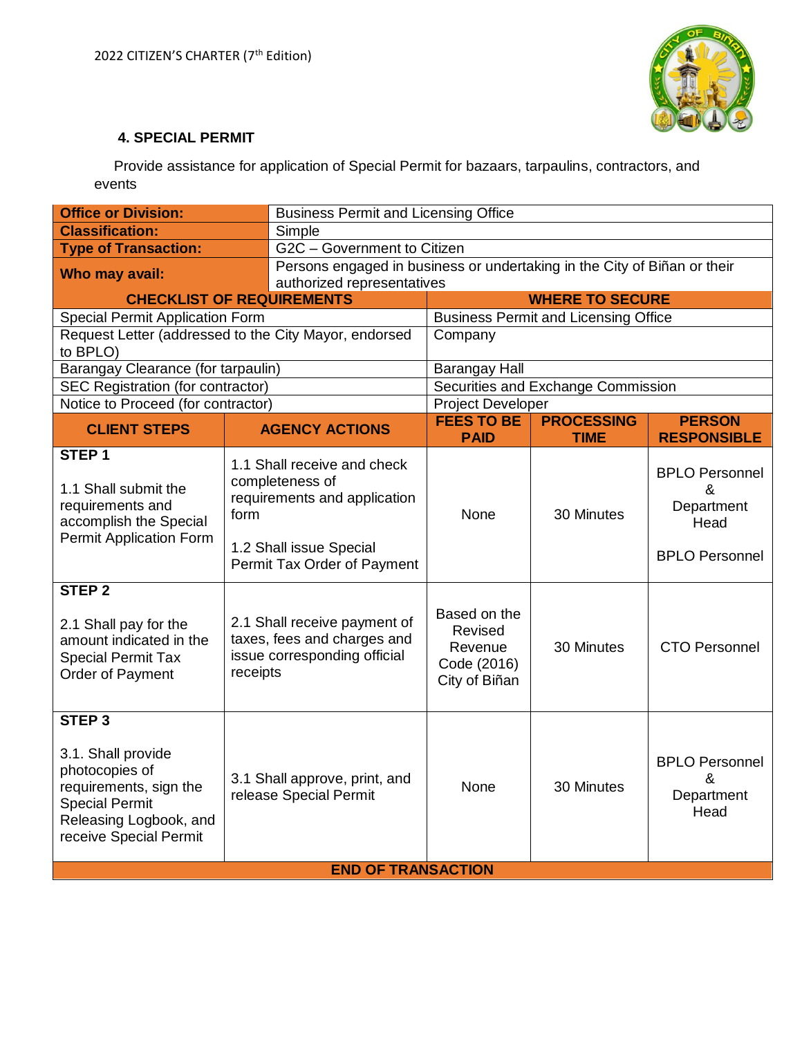### 4. SPECIAL PERMIT

Provide assistance for application of Special Permit for bazaars, tarpaulins, contractors, and events

| **Office or Division:** | Business Permit and Licensing Office |
|---|---|
| **Classification:** | Simple |
| **Type of Transaction:** | G2C – Government to Citizen |
| **Who may avail:** | Persons engaged in business or undertaking in the City of Biñan or their authorized representatives |

| **CHECKLIST OF REQUIREMENTS** | **WHERE TO SECURE** |
|---|---|
| Special Permit Application Form | Business Permit and Licensing Office |
| Request Letter (addressed to the City Mayor, endorsed to BPLO) | Company |
| Barangay Clearance (for tarpaulin) | Barangay Hall |
| SEC Registration (for contractor) | Securities and Exchange Commission |
| Notice to Proceed (for contractor) | Project Developer |

| **CLIENT STEPS** | **AGENCY ACTIONS** | **FEES TO BE PAID** | **PROCESSING TIME** | **PERSON RESPONSIBLE** |
|---|---|---|---|---|
| **STEP 1**<br><br>1.1 Shall submit the requirements and accomplish the Special Permit Application Form | 1.1 Shall receive and check completeness of requirements and application form<br><br>1.2 Shall issue Special Permit Tax Order of Payment | None | 30 Minutes | BPLO Personnel & Department Head<br><br>BPLO Personnel |
| **STEP 2**<br><br>2.1 Shall pay for the amount indicated in the Special Permit Tax Order of Payment | 2.1 Shall receive payment of taxes, fees and charges and issue corresponding official receipts | Based on the Revised Revenue Code (2016) City of Biñan | 30 Minutes | CTO Personnel |
| **STEP 3**<br><br>3.1. Shall provide photocopies of requirements, sign the Special Permit Releasing Logbook, and receive Special Permit | 3.1 Shall approve, print, and release Special Permit | None | 30 Minutes | BPLO Personnel & Department Head |
| **END OF TRANSACTION** | | | | |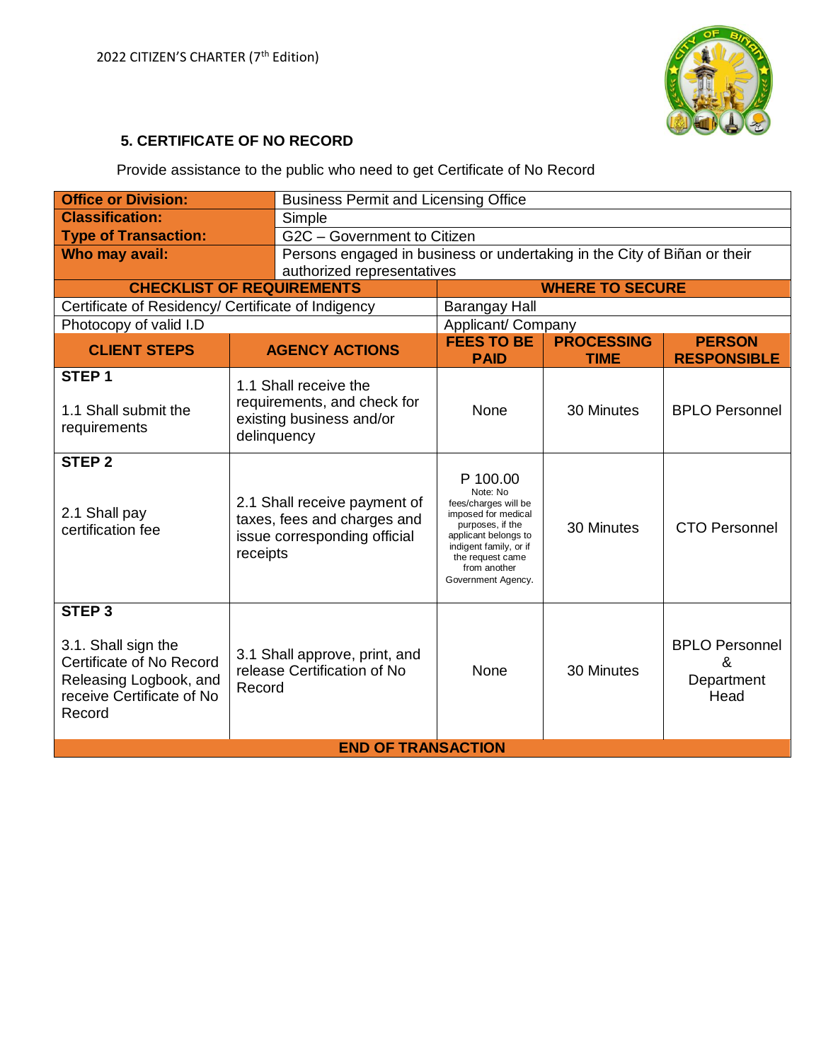## 5. CERTIFICATE OF NO RECORD

Provide assistance to the public who need to get Certificate of No Record

| **Office or Division:** | Business Permit and Licensing Office |
|---|---|
| **Classification:** | Simple |
| **Type of Transaction:** | G2C – Government to Citizen |
| **Who may avail:** | Persons engaged in business or undertaking in the City of Biñan or their authorized representatives |

| **CHECKLIST OF REQUIREMENTS** | **WHERE TO SECURE** |
|---|---|
| Certificate of Residency/ Certificate of Indigency | Barangay Hall |
| Photocopy of valid I.D | Applicant/ Company |

| **CLIENT STEPS** | **AGENCY ACTIONS** | **FEES TO BE PAID** | **PROCESSING TIME** | **PERSON RESPONSIBLE** |
|---|---|---|---|---|
| **STEP 1**<br><br>1.1 Shall submit the requirements | 1.1 Shall receive the requirements, and check for existing business and/or delinquency | None | 30 Minutes | BPLO Personnel |
| **STEP 2**<br><br>2.1 Shall pay certification fee | 2.1 Shall receive payment of taxes, fees and charges and issue corresponding official receipts | P 100.00<br>Note: No fees/charges will be imposed for medical purposes, if the applicant belongs to indigent family, or if the request came from another Government Agency. | 30 Minutes | CTO Personnel |
| **STEP 3**<br><br>3.1. Shall sign the Certificate of No Record Releasing Logbook, and receive Certificate of No Record | 3.1 Shall approve, print, and release Certification of No Record | None | 30 Minutes | BPLO Personnel & Department Head |
| **END OF TRANSACTION** | | | | |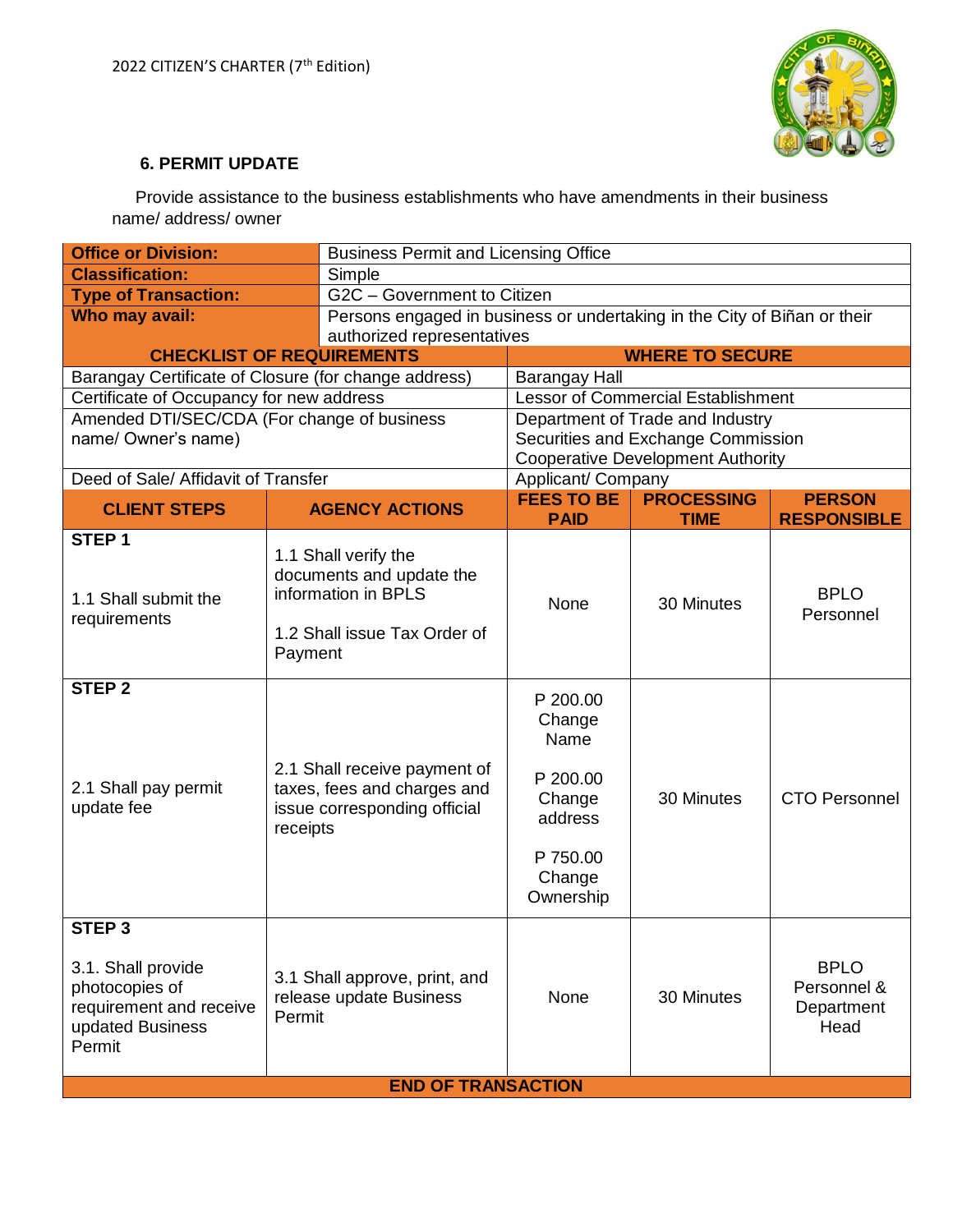## 6. PERMIT UPDATE

Provide assistance to the business establishments who have amendments in their business name/ address/ owner

| Office or Division: | Business Permit and Licensing Office |
|---|---|
| Classification: | Simple |
| Type of Transaction: | G2C – Government to Citizen |
| Who may avail: | Persons engaged in business or undertaking in the City of Biñan or their authorized representatives |

| CHECKLIST OF REQUIREMENTS | WHERE TO SECURE |
|---|---|
| Barangay Certificate of Closure (for change address) | Barangay Hall |
| Certificate of Occupancy for new address | Lessor of Commercial Establishment |
| Amended DTI/SEC/CDA (For change of business name/ Owner's name) | Department of Trade and Industry<br>Securities and Exchange Commission<br>Cooperative Development Authority |
| Deed of Sale/ Affidavit of Transfer | Applicant/ Company |

| CLIENT STEPS | AGENCY ACTIONS | FEES TO BE PAID | PROCESSING TIME | PERSON RESPONSIBLE |
|---|---|---|---|---|
| **STEP 1**<br>1.1 Shall submit the requirements | 1.1 Shall verify the documents and update the information in BPLS<br>1.2 Shall issue Tax Order of Payment | None | 30 Minutes | BPLO Personnel |
| **STEP 2**<br>2.1 Shall pay permit update fee | 2.1 Shall receive payment of taxes, fees and charges and issue corresponding official receipts | P 200.00 Change Name<br>P 200.00 Change address<br>P 750.00 Change Ownership | 30 Minutes | CTO Personnel |
| **STEP 3**<br>3.1. Shall provide photocopies of requirement and receive updated Business Permit | 3.1 Shall approve, print, and release update Business Permit | None | 30 Minutes | BPLO Personnel & Department Head |
| **END OF TRANSACTION** | | | | |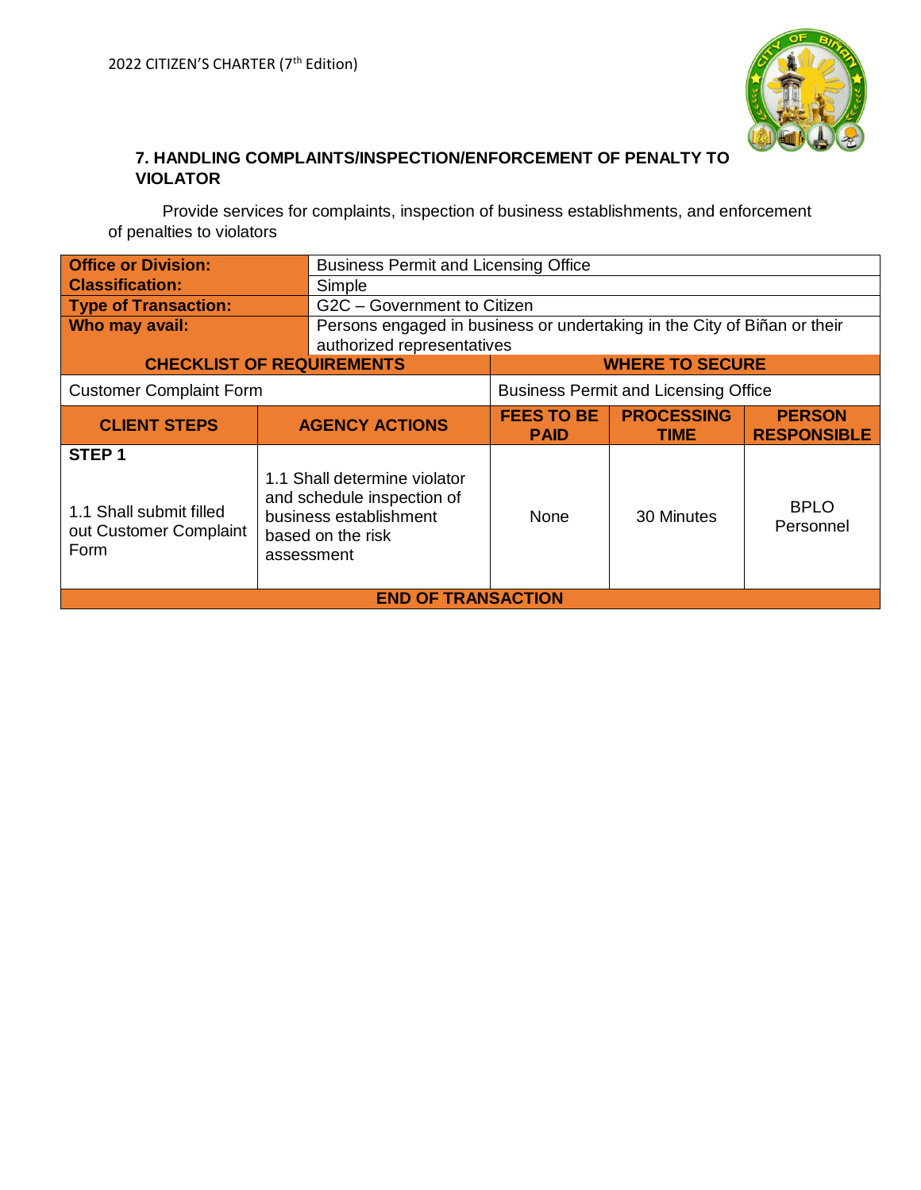### 7. HANDLING COMPLAINTS/INSPECTION/ENFORCEMENT OF PENALTY TO VIOLATOR

Provide services for complaints, inspection of business establishments, and enforcement of penalties to violators

| | |
|---|---|
| **Office or Division:** | Business Permit and Licensing Office |
| **Classification:** | Simple |
| **Type of Transaction:** | G2C – Government to Citizen |
| **Who may avail:** | Persons engaged in business or undertaking in the City of Biñan or their authorized representatives |

| CHECKLIST OF REQUIREMENTS | WHERE TO SECURE |
|---|---|
| Customer Complaint Form | Business Permit and Licensing Office |

| CLIENT STEPS | AGENCY ACTIONS | FEES TO BE PAID | PROCESSING TIME | PERSON RESPONSIBLE |
|---|---|---|---|---|
| **STEP 1**<br><br>1.1 Shall submit filled out Customer Complaint Form | 1.1 Shall determine violator and schedule inspection of business establishment based on the risk assessment | None | 30 Minutes | BPLO Personnel |
| **END OF TRANSACTION** | | | | |